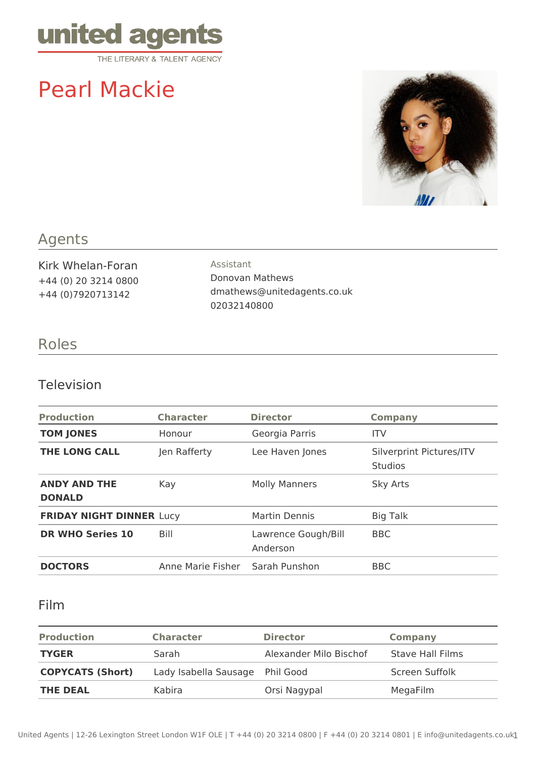united agents
THE LITERARY & TALENT AGENCY

# Pearl Mackie

## Agents

Kirk Whelan-Foran
+44 (0) 20 3214 0800
+44 (0)7920713142

Assistant
Donovan Mathews
dmathews@unitedagents.co.uk
02032140800

## Roles

### Television

| Production | Character | Director | Company |
|---|---|---|---|
| **TOM JONES** | Honour | Georgia Parris | ITV |
| **THE LONG CALL** | Jen Rafferty | Lee Haven Jones | Silverprint Pictures/ITV Studios |
| **ANDY AND THE DONALD** | Kay | Molly Manners | Sky Arts |
| **FRIDAY NIGHT DINNER** | Lucy | Martin Dennis | Big Talk |
| **DR WHO Series 10** | Bill | Lawrence Gough/Bill Anderson | BBC |
| **DOCTORS** | Anne Marie Fisher | Sarah Punshon | BBC |

### Film

| Production | Character | Director | Company |
|---|---|---|---|
| **TYGER** | Sarah | Alexander Milo Bischof | Stave Hall Films |
| **COPYCATS (Short)** | Lady Isabella Sausage | Phil Good | Screen Suffolk |
| **THE DEAL** | Kabira | Orsi Nagypal | MegaFilm |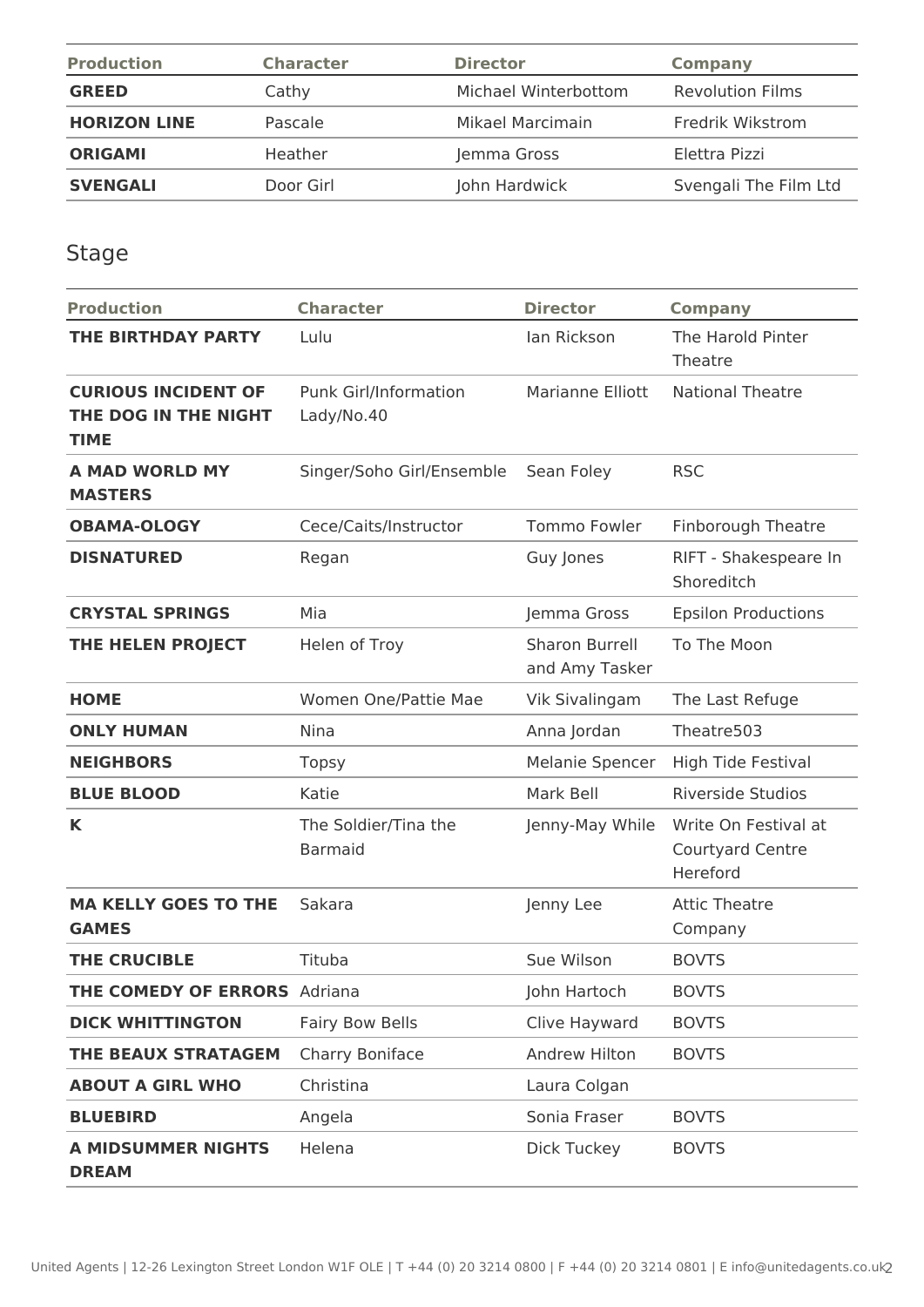| Production | Character | Director | Company |
|---|---|---|---|
| **GREED** | Cathy | Michael Winterbottom | Revolution Films |
| **HORIZON LINE** | Pascale | Mikael Marcimain | Fredrik Wikstrom |
| **ORIGAMI** | Heather | Jemma Gross | Elettra Pizzi |
| **SVENGALI** | Door Girl | John Hardwick | Svengali The Film Ltd |

## Stage

| Production | Character | Director | Company |
|---|---|---|---|
| **THE BIRTHDAY PARTY** | Lulu | Ian Rickson | The Harold Pinter Theatre |
| **CURIOUS INCIDENT OF THE DOG IN THE NIGHT TIME** | Punk Girl/Information Lady/No.40 | Marianne Elliott | National Theatre |
| **A MAD WORLD MY MASTERS** | Singer/Soho Girl/Ensemble | Sean Foley | RSC |
| **OBAMA-OLOGY** | Cece/Caits/Instructor | Tommo Fowler | Finborough Theatre |
| **DISNATURED** | Regan | Guy Jones | RIFT - Shakespeare In Shoreditch |
| **CRYSTAL SPRINGS** | Mia | Jemma Gross | Epsilon Productions |
| **THE HELEN PROJECT** | Helen of Troy | Sharon Burrell and Amy Tasker | To The Moon |
| **HOME** | Women One/Pattie Mae | Vik Sivalingam | The Last Refuge |
| **ONLY HUMAN** | Nina | Anna Jordan | Theatre503 |
| **NEIGHBORS** | Topsy | Melanie Spencer | High Tide Festival |
| **BLUE BLOOD** | Katie | Mark Bell | Riverside Studios |
| **K** | The Soldier/Tina the Barmaid | Jenny-May While | Write On Festival at Courtyard Centre Hereford |
| **MA KELLY GOES TO THE GAMES** | Sakara | Jenny Lee | Attic Theatre Company |
| **THE CRUCIBLE** | Tituba | Sue Wilson | BOVTS |
| **THE COMEDY OF ERRORS** | Adriana | John Hartoch | BOVTS |
| **DICK WHITTINGTON** | Fairy Bow Bells | Clive Hayward | BOVTS |
| **THE BEAUX STRATAGEM** | Charry Boniface | Andrew Hilton | BOVTS |
| **ABOUT A GIRL WHO** | Christina | Laura Colgan | |
| **BLUEBIRD** | Angela | Sonia Fraser | BOVTS |
| **A MIDSUMMER NIGHTS DREAM** | Helena | Dick Tuckey | BOVTS |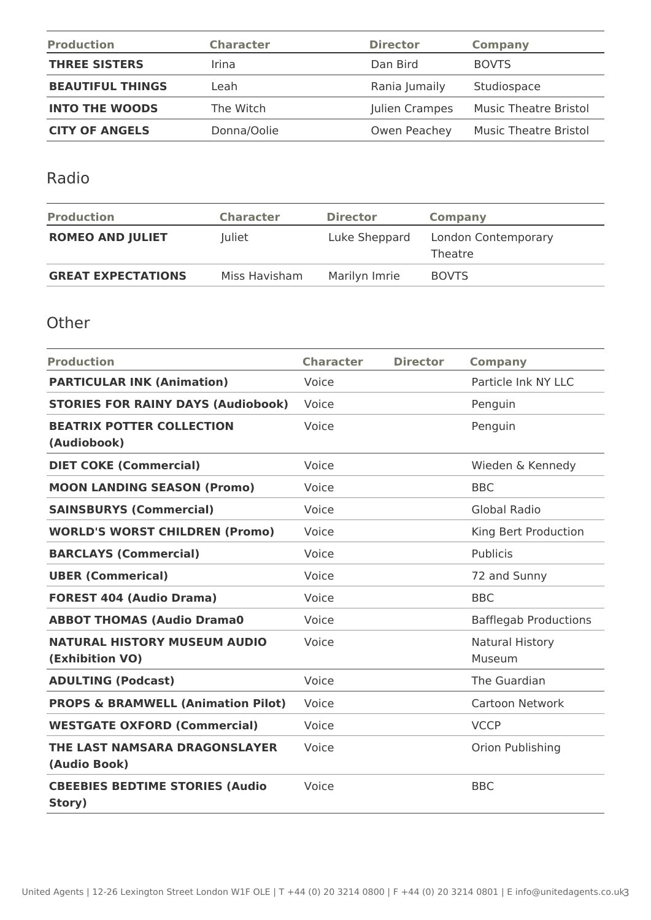| Production | Character | Director | Company |
|---|---|---|---|
| **THREE SISTERS** | Irina | Dan Bird | BOVTS |
| **BEAUTIFUL THINGS** | Leah | Rania Jumaily | Studiospace |
| **INTO THE WOODS** | The Witch | Julien Crampes | Music Theatre Bristol |
| **CITY OF ANGELS** | Donna/Oolie | Owen Peachey | Music Theatre Bristol |

## Radio

| Production | Character | Director | Company |
|---|---|---|---|
| **ROMEO AND JULIET** | Juliet | Luke Sheppard | London Contemporary Theatre |
| **GREAT EXPECTATIONS** | Miss Havisham | Marilyn Imrie | BOVTS |

## Other

| Production | Character | Director | Company |
|---|---|---|---|
| **PARTICULAR INK (Animation)** | Voice | | Particle Ink NY LLC |
| **STORIES FOR RAINY DAYS (Audiobook)** | Voice | | Penguin |
| **BEATRIX POTTER COLLECTION (Audiobook)** | Voice | | Penguin |
| **DIET COKE (Commercial)** | Voice | | Wieden & Kennedy |
| **MOON LANDING SEASON (Promo)** | Voice | | BBC |
| **SAINSBURYS (Commercial)** | Voice | | Global Radio |
| **WORLD'S WORST CHILDREN (Promo)** | Voice | | King Bert Production |
| **BARCLAYS (Commercial)** | Voice | | Publicis |
| **UBER (Commerical)** | Voice | | 72 and Sunny |
| **FOREST 404 (Audio Drama)** | Voice | | BBC |
| **ABBOT THOMAS (Audio Drama0** | Voice | | Bafflegab Productions |
| **NATURAL HISTORY MUSEUM AUDIO (Exhibition VO)** | Voice | | Natural History Museum |
| **ADULTING (Podcast)** | Voice | | The Guardian |
| **PROPS & BRAMWELL (Animation Pilot)** | Voice | | Cartoon Network |
| **WESTGATE OXFORD (Commercial)** | Voice | | VCCP |
| **THE LAST NAMSARA DRAGONSLAYER (Audio Book)** | Voice | | Orion Publishing |
| **CBEEBIES BEDTIME STORIES (Audio Story)** | Voice | | BBC |